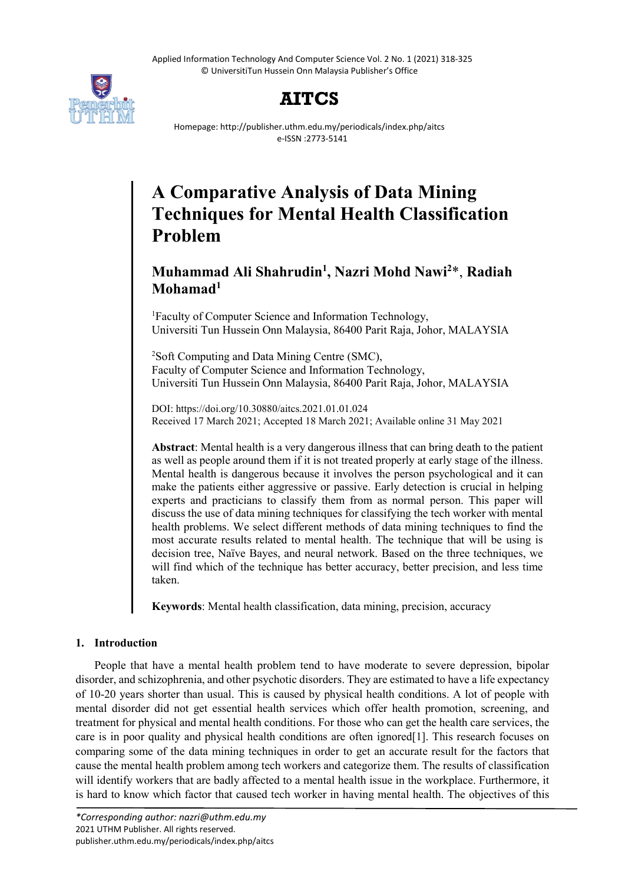AITCS

Homepage: http://publisher.uthm.edu.my/periodicals/index.php/aitcs
e-ISSN :2773-5141

# A Comparative Analysis of Data Mining Techniques for Mental Health Classification Problem

**Muhammad Ali Shahrudin[1], Nazri Mohd Nawi[2]\*, Radiah Mohamad[1]**

[1]Faculty of Computer Science and Information Technology,
Universiti Tun Hussein Onn Malaysia, 86400 Parit Raja, Johor, MALAYSIA

[2]Soft Computing and Data Mining Centre (SMC),
Faculty of Computer Science and Information Technology,
Universiti Tun Hussein Onn Malaysia, 86400 Parit Raja, Johor, MALAYSIA

DOI: https://doi.org/10.30880/aitcs.2021.01.01.024
Received 17 March 2021; Accepted 18 March 2021; Available online 31 May 2021

**Abstract**: Mental health is a very dangerous illness that can bring death to the patient as well as people around them if it is not treated properly at early stage of the illness. Mental health is dangerous because it involves the person psychological and it can make the patients either aggressive or passive. Early detection is crucial in helping experts and practicians to classify them from as normal person. This paper will discuss the use of data mining techniques for classifying the tech worker with mental health problems. We select different methods of data mining techniques to find the most accurate results related to mental health. The technique that will be using is decision tree, Naïve Bayes, and neural network. Based on the three techniques, we will find which of the technique has better accuracy, better precision, and less time taken.

**Keywords**: Mental health classification, data mining, precision, accuracy

## 1. Introduction

People that have a mental health problem tend to have moderate to severe depression, bipolar disorder, and schizophrenia, and other psychotic disorders. They are estimated to have a life expectancy of 10-20 years shorter than usual. This is caused by physical health conditions. A lot of people with mental disorder did not get essential health services which offer health promotion, screening, and treatment for physical and mental health conditions. For those who can get the health care services, the care is in poor quality and physical health conditions are often ignored[1]. This research focuses on comparing some of the data mining techniques in order to get an accurate result for the factors that cause the mental health problem among tech workers and categorize them. The results of classification will identify workers that are badly affected to a mental health issue in the workplace. Furthermore, it is hard to know which factor that caused tech worker in having mental health. The objectives of this

*\*Corresponding author: nazri@uthm.edu.my*
2021 UTHM Publisher. All rights reserved.
publisher.uthm.edu.my/periodicals/index.php/aitcs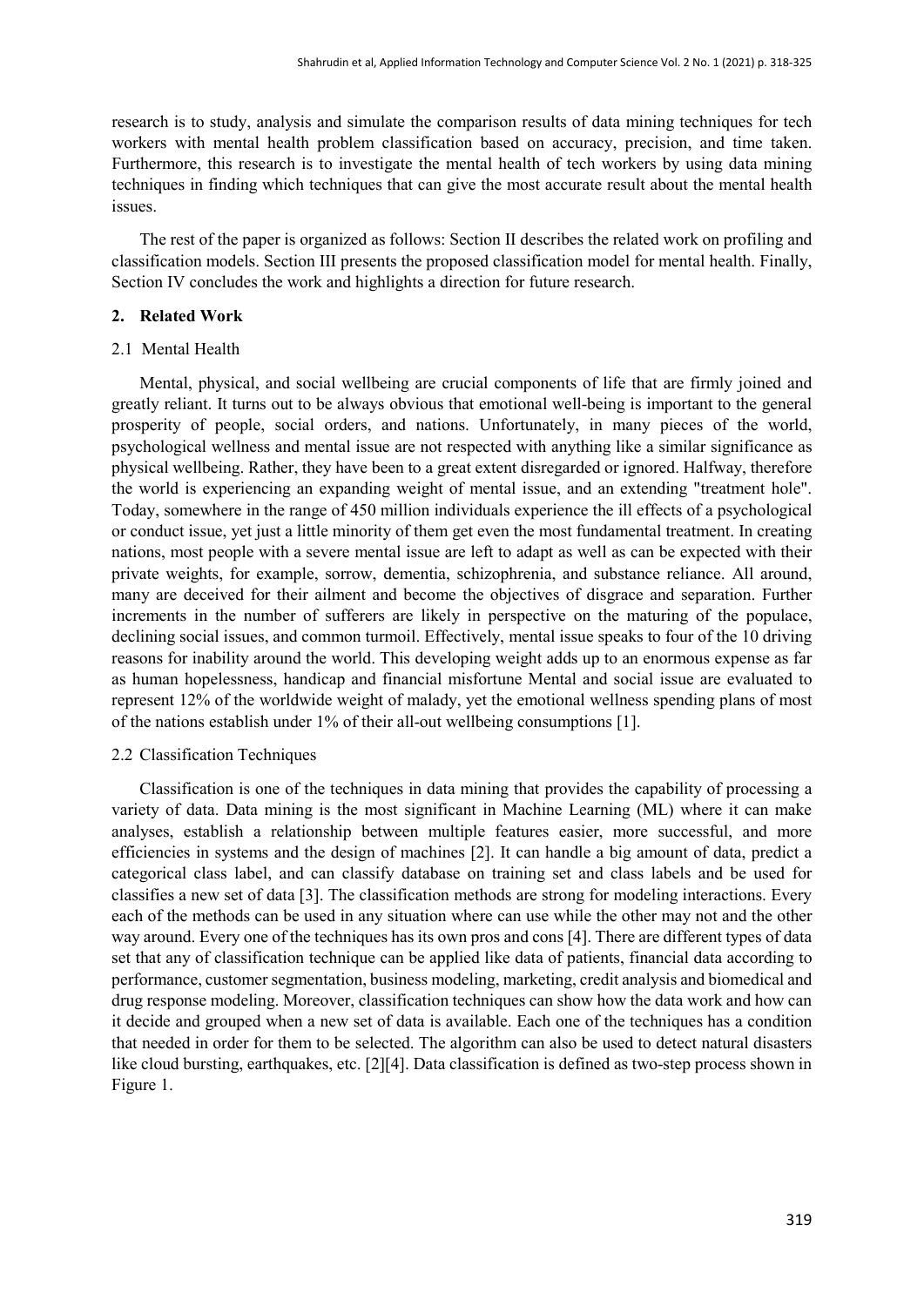research is to study, analysis and simulate the comparison results of data mining techniques for tech workers with mental health problem classification based on accuracy, precision, and time taken. Furthermore, this research is to investigate the mental health of tech workers by using data mining techniques in finding which techniques that can give the most accurate result about the mental health issues.

The rest of the paper is organized as follows: Section II describes the related work on profiling and classification models. Section III presents the proposed classification model for mental health. Finally, Section IV concludes the work and highlights a direction for future research.

## 2. Related Work

### 2.1 Mental Health

Mental, physical, and social wellbeing are crucial components of life that are firmly joined and greatly reliant. It turns out to be always obvious that emotional well-being is important to the general prosperity of people, social orders, and nations. Unfortunately, in many pieces of the world, psychological wellness and mental issue are not respected with anything like a similar significance as physical wellbeing. Rather, they have been to a great extent disregarded or ignored. Halfway, therefore the world is experiencing an expanding weight of mental issue, and an extending "treatment hole". Today, somewhere in the range of 450 million individuals experience the ill effects of a psychological or conduct issue, yet just a little minority of them get even the most fundamental treatment. In creating nations, most people with a severe mental issue are left to adapt as well as can be expected with their private weights, for example, sorrow, dementia, schizophrenia, and substance reliance. All around, many are deceived for their ailment and become the objectives of disgrace and separation. Further increments in the number of sufferers are likely in perspective on the maturing of the populace, declining social issues, and common turmoil. Effectively, mental issue speaks to four of the 10 driving reasons for inability around the world. This developing weight adds up to an enormous expense as far as human hopelessness, handicap and financial misfortune Mental and social issue are evaluated to represent 12% of the worldwide weight of malady, yet the emotional wellness spending plans of most of the nations establish under 1% of their all-out wellbeing consumptions [1].

### 2.2 Classification Techniques

Classification is one of the techniques in data mining that provides the capability of processing a variety of data. Data mining is the most significant in Machine Learning (ML) where it can make analyses, establish a relationship between multiple features easier, more successful, and more efficiencies in systems and the design of machines [2]. It can handle a big amount of data, predict a categorical class label, and can classify database on training set and class labels and be used for classifies a new set of data [3]. The classification methods are strong for modeling interactions. Every each of the methods can be used in any situation where can use while the other may not and the other way around. Every one of the techniques has its own pros and cons [4]. There are different types of data set that any of classification technique can be applied like data of patients, financial data according to performance, customer segmentation, business modeling, marketing, credit analysis and biomedical and drug response modeling. Moreover, classification techniques can show how the data work and how can it decide and grouped when a new set of data is available. Each one of the techniques has a condition that needed in order for them to be selected. The algorithm can also be used to detect natural disasters like cloud bursting, earthquakes, etc. [2][4]. Data classification is defined as two-step process shown in Figure 1.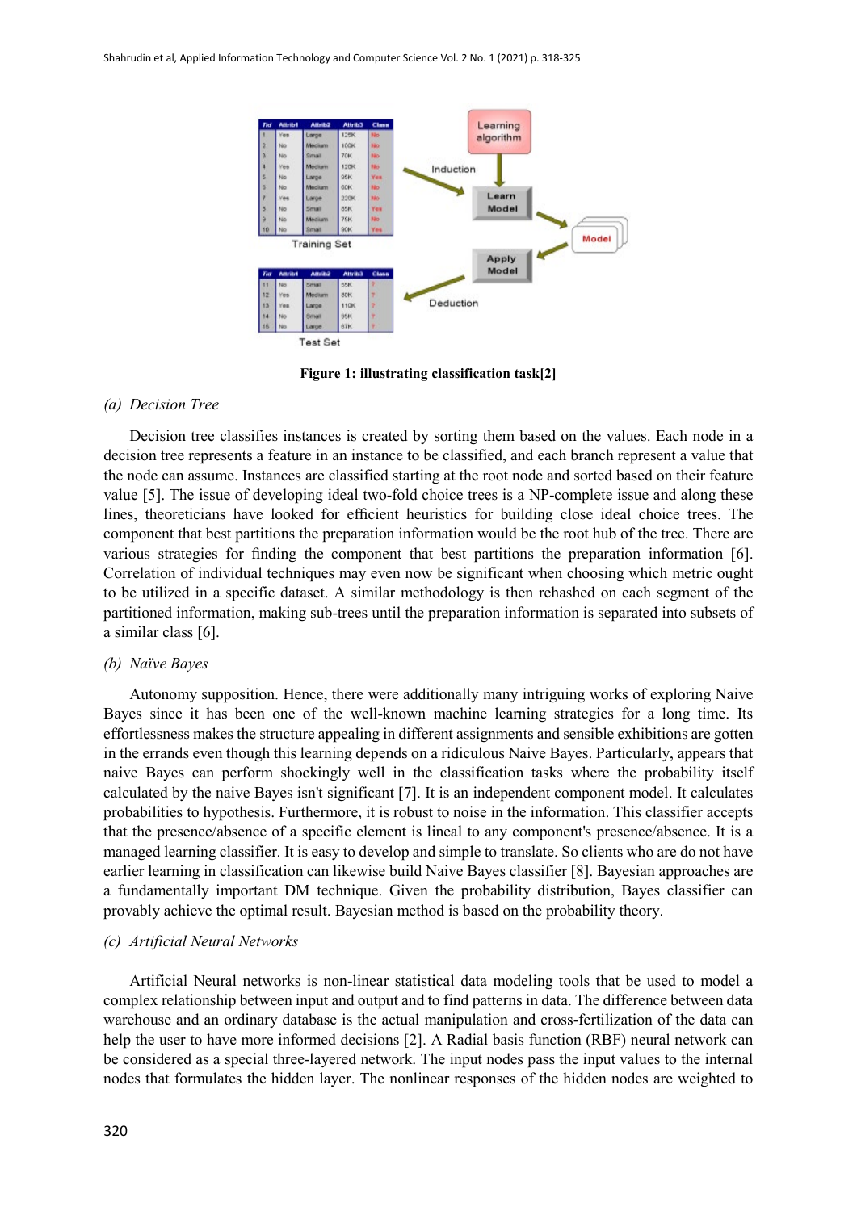Figure 1: illustrating classification task[2]

*(a) Decision Tree*

Decision tree classifies instances is created by sorting them based on the values. Each node in a decision tree represents a feature in an instance to be classified, and each branch represent a value that the node can assume. Instances are classified starting at the root node and sorted based on their feature value [5]. The issue of developing ideal two-fold choice trees is a NP-complete issue and along these lines, theoreticians have looked for efficient heuristics for building close ideal choice trees. The component that best partitions the preparation information would be the root hub of the tree. There are various strategies for finding the component that best partitions the preparation information [6]. Correlation of individual techniques may even now be significant when choosing which metric ought to be utilized in a specific dataset. A similar methodology is then rehashed on each segment of the partitioned information, making sub-trees until the preparation information is separated into subsets of a similar class [6].

*(b) Naïve Bayes*

Autonomy supposition. Hence, there were additionally many intriguing works of exploring Naive Bayes since it has been one of the well-known machine learning strategies for a long time. Its effortlessness makes the structure appealing in different assignments and sensible exhibitions are gotten in the errands even though this learning depends on a ridiculous Naive Bayes. Particularly, appears that naive Bayes can perform shockingly well in the classification tasks where the probability itself calculated by the naive Bayes isn't significant [7]. It is an independent component model. It calculates probabilities to hypothesis. Furthermore, it is robust to noise in the information. This classifier accepts that the presence/absence of a specific element is lineal to any component's presence/absence. It is a managed learning classifier. It is easy to develop and simple to translate. So clients who are do not have earlier learning in classification can likewise build Naive Bayes classifier [8]. Bayesian approaches are a fundamentally important DM technique. Given the probability distribution, Bayes classifier can provably achieve the optimal result. Bayesian method is based on the probability theory.

*(c) Artificial Neural Networks*

Artificial Neural networks is non-linear statistical data modeling tools that be used to model a complex relationship between input and output and to find patterns in data. The difference between data warehouse and an ordinary database is the actual manipulation and cross-fertilization of the data can help the user to have more informed decisions [2]. A Radial basis function (RBF) neural network can be considered as a special three-layered network. The input nodes pass the input values to the internal nodes that formulates the hidden layer. The nonlinear responses of the hidden nodes are weighted to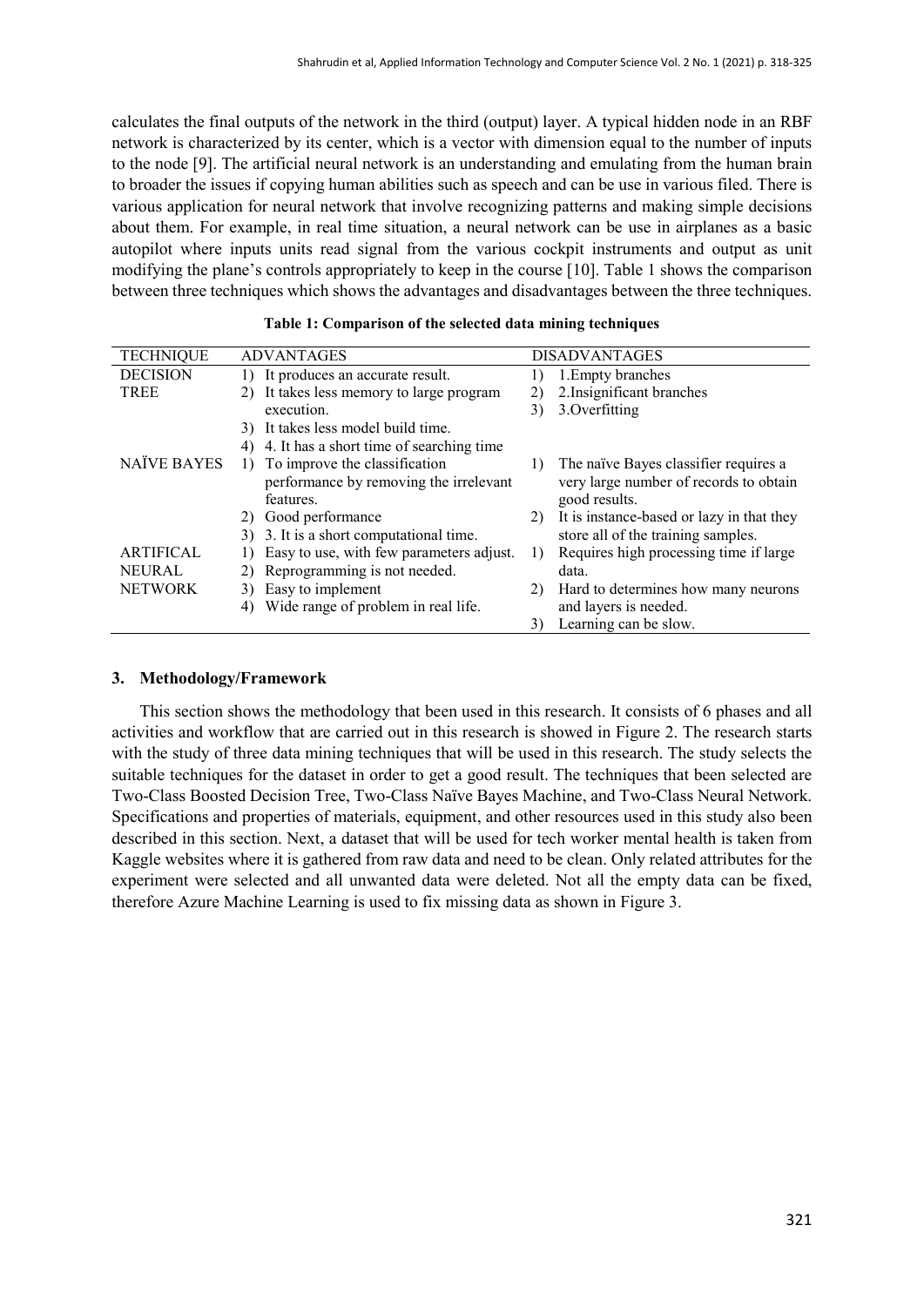calculates the final outputs of the network in the third (output) layer. A typical hidden node in an RBF network is characterized by its center, which is a vector with dimension equal to the number of inputs to the node [9]. The artificial neural network is an understanding and emulating from the human brain to broader the issues if copying human abilities such as speech and can be use in various filed. There is various application for neural network that involve recognizing patterns and making simple decisions about them. For example, in real time situation, a neural network can be use in airplanes as a basic autopilot where inputs units read signal from the various cockpit instruments and output as unit modifying the plane's controls appropriately to keep in the course [10]. Table 1 shows the comparison between three techniques which shows the advantages and disadvantages between the three techniques.

**Table 1: Comparison of the selected data mining techniques**

| TECHNIQUE | ADVANTAGES | DISADVANTAGES |
|---|---|---|
| DECISION TREE | 1) It produces an accurate result.<br>2) It takes less memory to large program execution.<br>3) It takes less model build time.<br>4) 4. It has a short time of searching time | 1) 1.Empty branches<br>2) 2.Insignificant branches<br>3) 3.Overfitting |
| NAÏVE BAYES | 1) To improve the classification performance by removing the irrelevant features.<br>2) Good performance<br>3) 3. It is a short computational time. | 1) The naïve Bayes classifier requires a very large number of records to obtain good results.<br>2) It is instance-based or lazy in that they store all of the training samples. |
| ARTIFICAL NEURAL NETWORK | 1) Easy to use, with few parameters adjust.<br>2) Reprogramming is not needed.<br>3) Easy to implement<br>4) Wide range of problem in real life. | 1) Requires high processing time if large data.<br>2) Hard to determines how many neurons and layers is needed.<br>3) Learning can be slow. |

## 3. Methodology/Framework

This section shows the methodology that been used in this research. It consists of 6 phases and all activities and workflow that are carried out in this research is showed in Figure 2. The research starts with the study of three data mining techniques that will be used in this research. The study selects the suitable techniques for the dataset in order to get a good result. The techniques that been selected are Two-Class Boosted Decision Tree, Two-Class Naïve Bayes Machine, and Two-Class Neural Network. Specifications and properties of materials, equipment, and other resources used in this study also been described in this section. Next, a dataset that will be used for tech worker mental health is taken from Kaggle websites where it is gathered from raw data and need to be clean. Only related attributes for the experiment were selected and all unwanted data were deleted. Not all the empty data can be fixed, therefore Azure Machine Learning is used to fix missing data as shown in Figure 3.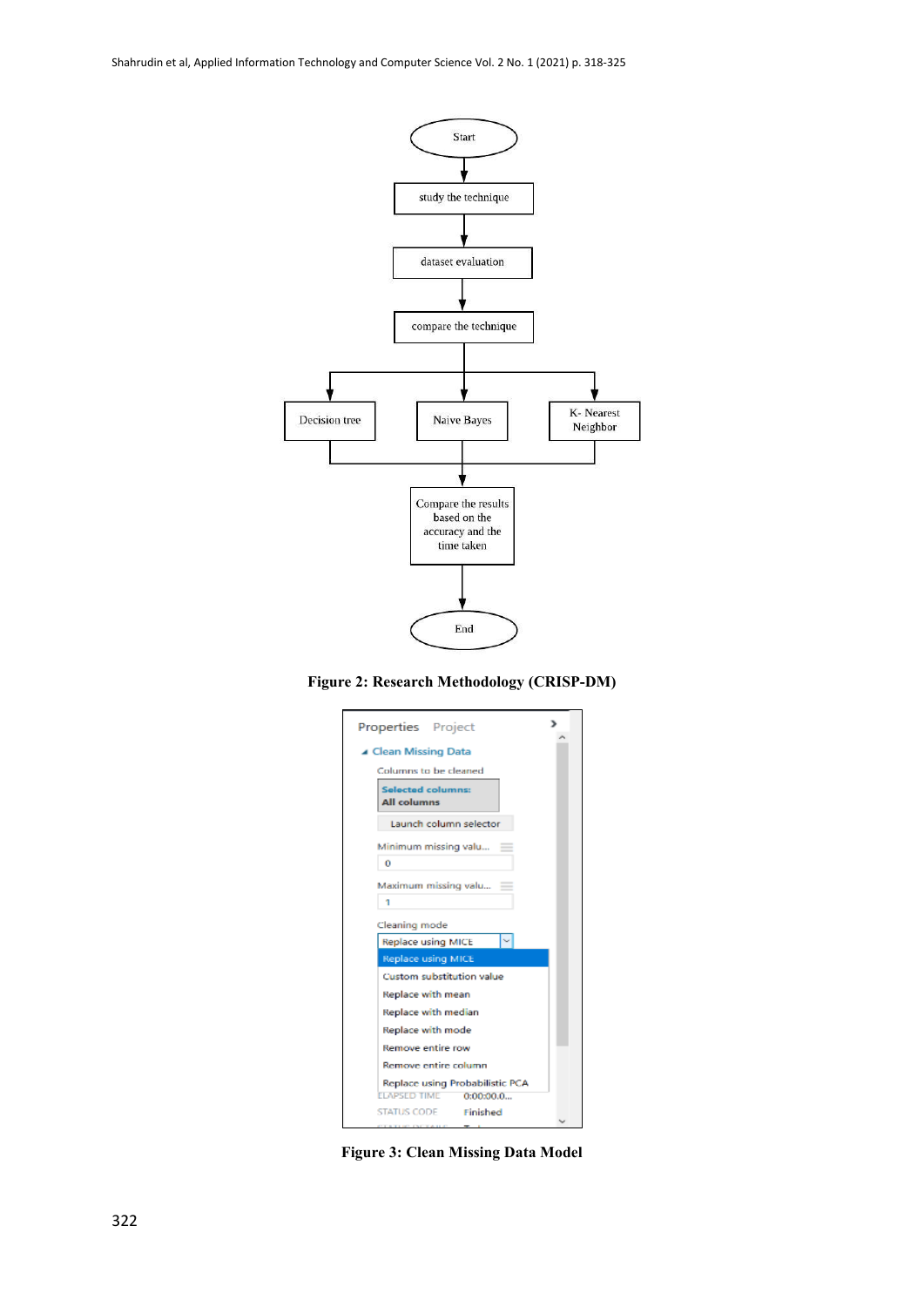Start

study the technique

dataset evaluation

compare the technique

Decision tree

Naive Bayes

K- Nearest Neighbor

Compare the results based on the accuracy and the time taken

End

**Figure 2: Research Methodology (CRISP-DM)**

Properties Project

Clean Missing Data

Columns to be cleaned

Selected columns:
All columns

Launch column selector

Minimum missing valu...

0

Maximum missing valu...

1

Cleaning mode

Replace using MICE

Replace using MICE

Custom substitution value

Replace with mean

Replace with median

Replace with mode

Remove entire row

Remove entire column

Replace using Probabilistic PCA

ELAPSED TIME 0:00:00.0...

STATUS CODE Finished

**Figure 3: Clean Missing Data Model**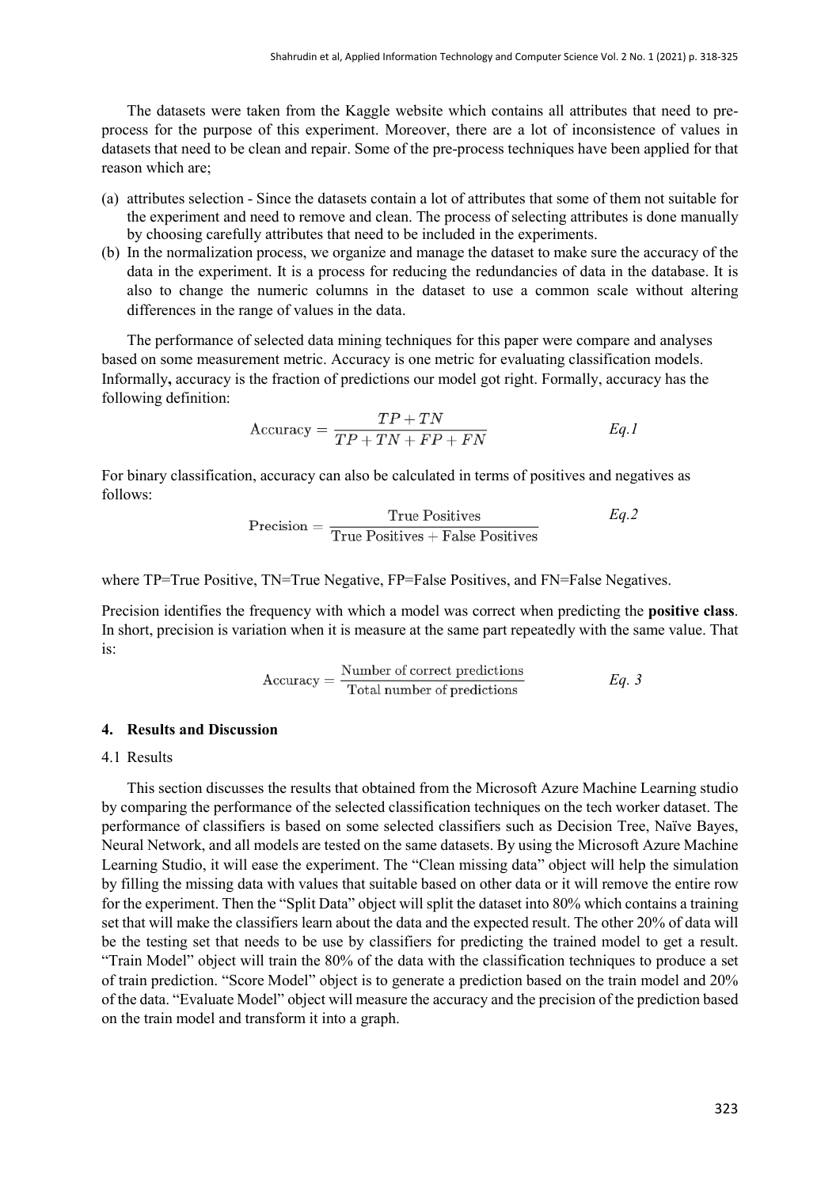The datasets were taken from the Kaggle website which contains all attributes that need to pre-process for the purpose of this experiment. Moreover, there are a lot of inconsistence of values in datasets that need to be clean and repair. Some of the pre-process techniques have been applied for that reason which are;

(a) attributes selection - Since the datasets contain a lot of attributes that some of them not suitable for the experiment and need to remove and clean. The process of selecting attributes is done manually by choosing carefully attributes that need to be included in the experiments.

(b) In the normalization process, we organize and manage the dataset to make sure the accuracy of the data in the experiment. It is a process for reducing the redundancies of data in the database. It is also to change the numeric columns in the dataset to use a common scale without altering differences in the range of values in the data.

The performance of selected data mining techniques for this paper were compare and analyses based on some measurement metric. Accuracy is one metric for evaluating classification models. Informally**,** accuracy is the fraction of predictions our model got right. Formally, accuracy has the following definition:

$$\text{Accuracy} = \frac{TP + TN}{TP + TN + FP + FN} \qquad \textit{Eq.1}$$

For binary classification, accuracy can also be calculated in terms of positives and negatives as follows:

$$\text{Precision} = \frac{\text{True Positives}}{\text{True Positives} + \text{False Positives}} \qquad \textit{Eq.2}$$

where TP=True Positive, TN=True Negative, FP=False Positives, and FN=False Negatives.

Precision identifies the frequency with which a model was correct when predicting the **positive class**. In short, precision is variation when it is measure at the same part repeatedly with the same value. That is:

$$\text{Accuracy} = \frac{\text{Number of correct predictions}}{\text{Total number of predictions}} \qquad \textit{Eq. 3}$$

## 4. Results and Discussion

### 4.1 Results

This section discusses the results that obtained from the Microsoft Azure Machine Learning studio by comparing the performance of the selected classification techniques on the tech worker dataset. The performance of classifiers is based on some selected classifiers such as Decision Tree, Naïve Bayes, Neural Network, and all models are tested on the same datasets. By using the Microsoft Azure Machine Learning Studio, it will ease the experiment. The "Clean missing data" object will help the simulation by filling the missing data with values that suitable based on other data or it will remove the entire row for the experiment. Then the "Split Data" object will split the dataset into 80% which contains a training set that will make the classifiers learn about the data and the expected result. The other 20% of data will be the testing set that needs to be use by classifiers for predicting the trained model to get a result. "Train Model" object will train the 80% of the data with the classification techniques to produce a set of train prediction. "Score Model" object is to generate a prediction based on the train model and 20% of the data. "Evaluate Model" object will measure the accuracy and the precision of the prediction based on the train model and transform it into a graph.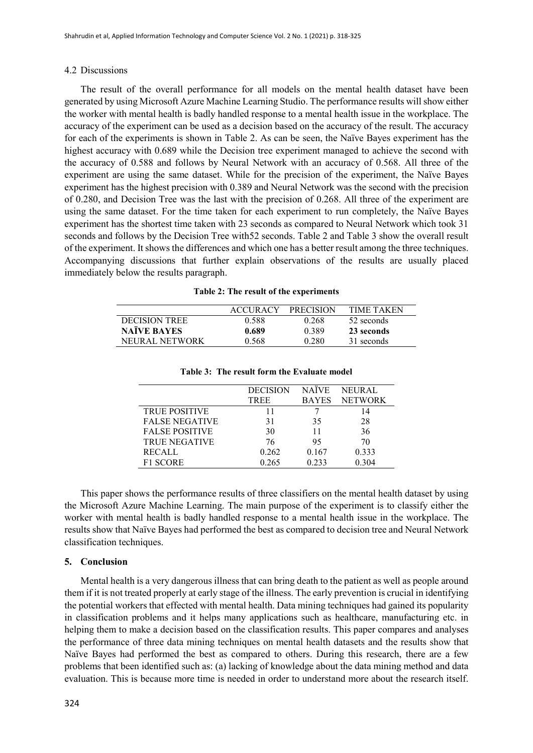### 4.2 Discussions

The result of the overall performance for all models on the mental health dataset have been generated by using Microsoft Azure Machine Learning Studio. The performance results will show either the worker with mental health is badly handled response to a mental health issue in the workplace. The accuracy of the experiment can be used as a decision based on the accuracy of the result. The accuracy for each of the experiments is shown in Table 2. As can be seen, the Naïve Bayes experiment has the highest accuracy with 0.689 while the Decision tree experiment managed to achieve the second with the accuracy of 0.588 and follows by Neural Network with an accuracy of 0.568. All three of the experiment are using the same dataset. While for the precision of the experiment, the Naïve Bayes experiment has the highest precision with 0.389 and Neural Network was the second with the precision of 0.280, and Decision Tree was the last with the precision of 0.268. All three of the experiment are using the same dataset. For the time taken for each experiment to run completely, the Naïve Bayes experiment has the shortest time taken with 23 seconds as compared to Neural Network which took 31 seconds and follows by the Decision Tree with52 seconds. Table 2 and Table 3 show the overall result of the experiment. It shows the differences and which one has a better result among the three techniques. Accompanying discussions that further explain observations of the results are usually placed immediately below the results paragraph.

**Table 2: The result of the experiments**

| | ACCURACY | PRECISION | TIME TAKEN |
|---|---|---|---|
| DECISION TREE | 0.588 | 0.268 | 52 seconds |
| **NAÏVE BAYES** | **0.689** | 0.389 | **23 seconds** |
| NEURAL NETWORK | 0.568 | 0.280 | 31 seconds |

**Table 3: The result form the Evaluate model**

| | DECISION TREE | NAÏVE BAYES | NEURAL NETWORK |
|---|---|---|---|
| TRUE POSITIVE | 11 | 7 | 14 |
| FALSE NEGATIVE | 31 | 35 | 28 |
| FALSE POSITIVE | 30 | 11 | 36 |
| TRUE NEGATIVE | 76 | 95 | 70 |
| RECALL | 0.262 | 0.167 | 0.333 |
| F1 SCORE | 0.265 | 0.233 | 0.304 |

This paper shows the performance results of three classifiers on the mental health dataset by using the Microsoft Azure Machine Learning. The main purpose of the experiment is to classify either the worker with mental health is badly handled response to a mental health issue in the workplace. The results show that Naïve Bayes had performed the best as compared to decision tree and Neural Network classification techniques.

## 5. Conclusion

Mental health is a very dangerous illness that can bring death to the patient as well as people around them if it is not treated properly at early stage of the illness. The early prevention is crucial in identifying the potential workers that effected with mental health. Data mining techniques had gained its popularity in classification problems and it helps many applications such as healthcare, manufacturing etc. in helping them to make a decision based on the classification results. This paper compares and analyses the performance of three data mining techniques on mental health datasets and the results show that Naïve Bayes had performed the best as compared to others. During this research, there are a few problems that been identified such as: (a) lacking of knowledge about the data mining method and data evaluation. This is because more time is needed in order to understand more about the research itself.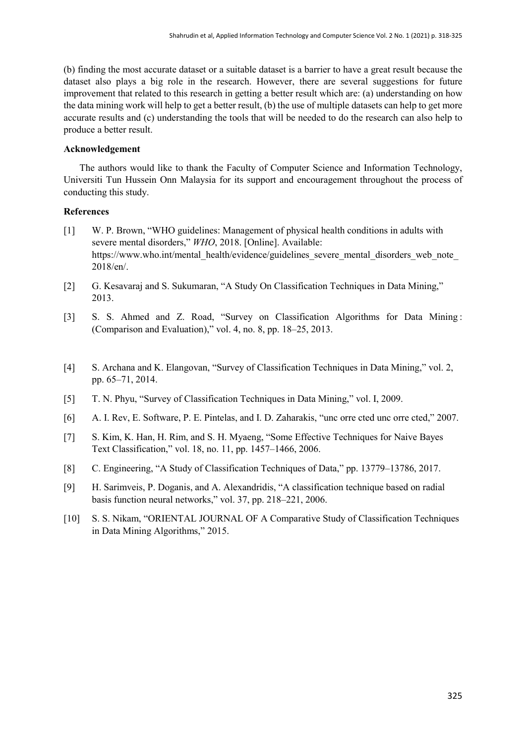(b) finding the most accurate dataset or a suitable dataset is a barrier to have a great result because the dataset also plays a big role in the research. However, there are several suggestions for future improvement that related to this research in getting a better result which are: (a) understanding on how the data mining work will help to get a better result, (b) the use of multiple datasets can help to get more accurate results and (c) understanding the tools that will be needed to do the research can also help to produce a better result.

**Acknowledgement**

The authors would like to thank the Faculty of Computer Science and Information Technology, Universiti Tun Hussein Onn Malaysia for its support and encouragement throughout the process of conducting this study.

**References**

[1] W. P. Brown, "WHO guidelines: Management of physical health conditions in adults with severe mental disorders," *WHO*, 2018. [Online]. Available: https://www.who.int/mental_health/evidence/guidelines_severe_mental_disorders_web_note_2018/en/.

[2] G. Kesavaraj and S. Sukumaran, "A Study On Classification Techniques in Data Mining," 2013.

[3] S. S. Ahmed and Z. Road, "Survey on Classification Algorithms for Data Mining : (Comparison and Evaluation)," vol. 4, no. 8, pp. 18–25, 2013.

[4] S. Archana and K. Elangovan, "Survey of Classification Techniques in Data Mining," vol. 2, pp. 65–71, 2014.

[5] T. N. Phyu, "Survey of Classification Techniques in Data Mining," vol. I, 2009.

[6] A. I. Rev, E. Software, P. E. Pintelas, and I. D. Zaharakis, "unc orre cted unc orre cted," 2007.

[7] S. Kim, K. Han, H. Rim, and S. H. Myaeng, "Some Effective Techniques for Naive Bayes Text Classification," vol. 18, no. 11, pp. 1457–1466, 2006.

[8] C. Engineering, "A Study of Classification Techniques of Data," pp. 13779–13786, 2017.

[9] H. Sarimveis, P. Doganis, and A. Alexandridis, "A classification technique based on radial basis function neural networks," vol. 37, pp. 218–221, 2006.

[10] S. S. Nikam, "ORIENTAL JOURNAL OF A Comparative Study of Classification Techniques in Data Mining Algorithms," 2015.